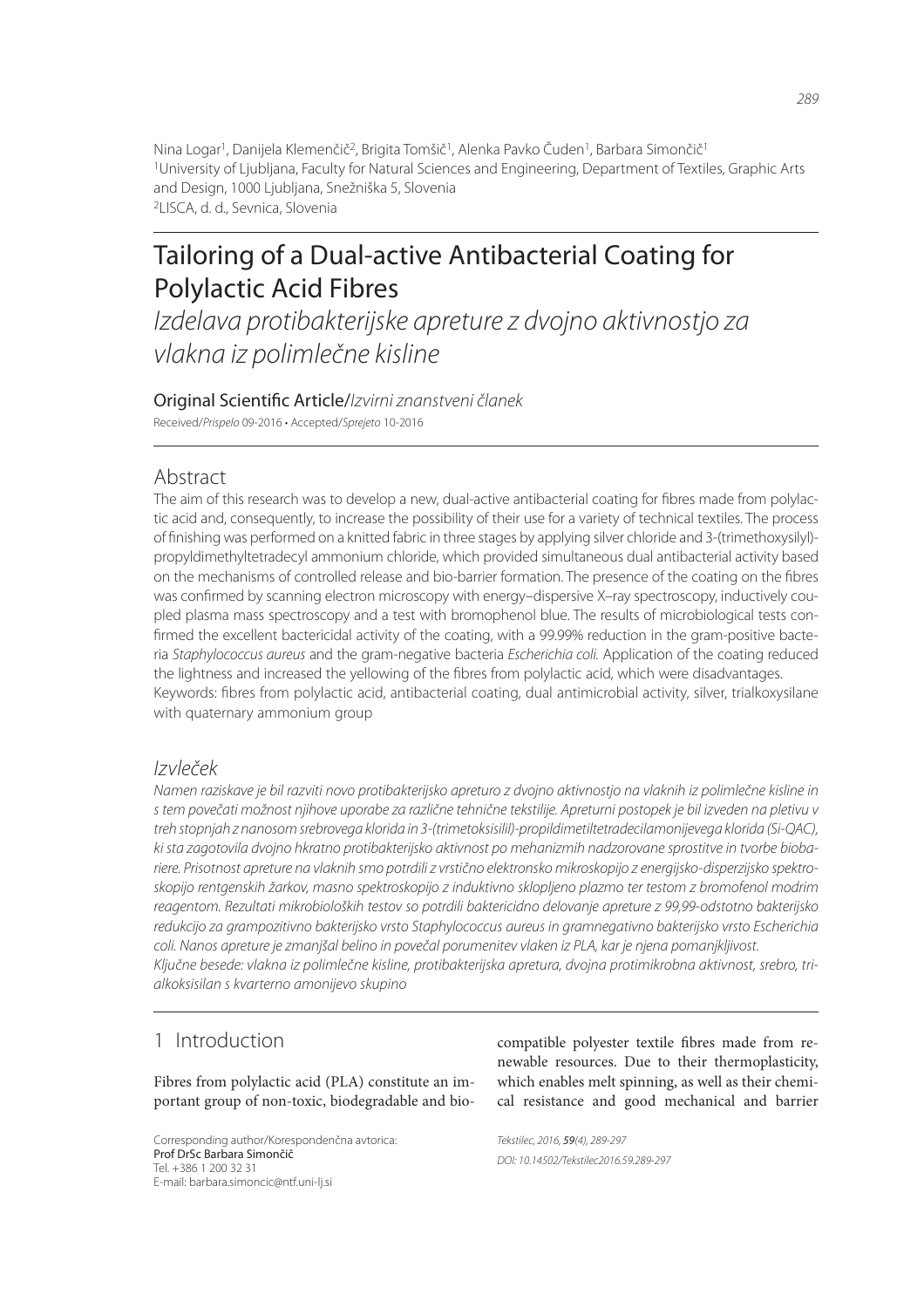Nina Logar[1], Danijela Klemenčič[2], Brigita Tomšič[1], Alenka Pavko Čuden[1], Barbara Simončič[1]
[1]University of Ljubljana, Faculty for Natural Sciences and Engineering, Department of Textiles, Graphic Arts and Design, 1000 Ljubljana, Snežniška 5, Slovenia
[2]LISCA, d. d., Sevnica, Slovenia

# Tailoring of a Dual-active Antibacterial Coating for Polylactic Acid Fibres

*Izdelava protibakterijske apreture z dvojno aktivnostjo za vlakna iz polimlečne kisline*

Original Scientific Article/*Izvirni znanstveni članek*

Received/*Prispelo* 09-2016 • Accepted/*Sprejeto* 10-2016

## Abstract

The aim of this research was to develop a new, dual-active antibacterial coating for fibres made from polylactic acid and, consequently, to increase the possibility of their use for a variety of technical textiles. The process of finishing was performed on a knitted fabric in three stages by applying silver chloride and 3-(trimethoxysilyl)-propyldimethyltetradecyl ammonium chloride, which provided simultaneous dual antibacterial activity based on the mechanisms of controlled release and bio-barrier formation. The presence of the coating on the fibres was confirmed by scanning electron microscopy with energy–dispersive X–ray spectroscopy, inductively coupled plasma mass spectroscopy and a test with bromophenol blue. The results of microbiological tests confirmed the excellent bactericidal activity of the coating, with a 99.99% reduction in the gram-positive bacteria *Staphylococcus aureus* and the gram-negative bacteria *Escherichia coli.* Application of the coating reduced the lightness and increased the yellowing of the fibres from polylactic acid, which were disadvantages.

Keywords: fibres from polylactic acid, antibacterial coating, dual antimicrobial activity, silver, trialkoxysilane with quaternary ammonium group

## *Izvleček*

*Namen raziskave je bil razviti novo protibakterijsko apreturo z dvojno aktivnostjo na vlaknih iz polimlečne kisline in s tem povečati možnost njihove uporabe za različne tehnične tekstilije. Apreturni postopek je bil izveden na pletivu v treh stopnjah z nanosom srebrovega klorida in 3-(trimetoksisilil)-propildimetiltetradecilamonijevega klorida (Si-QAC), ki sta zagotovila dvojno hkratno protibakterijsko aktivnost po mehanizmih nadzorovane sprostitve in tvorbe biobariere. Prisotnost apreture na vlaknih smo potrdili z vrstično elektronsko mikroskopijo z energijsko-disperzijsko spektroskopijo rentgenskih žarkov, masno spektroskopijo z induktivno sklopljeno plazmo ter testom z bromofenol modrim reagentom. Rezultati mikrobioloških testov so potrdili baktericidno delovanje apreture z 99,99-odstotno bakterijsko redukcijo za grampozitivno bakterijsko vrsto Staphylococcus aureus in gramnegativno bakterijsko vrsto Escherichia coli. Nanos apreture je zmanjšal belino in povečal porumenitev vlaken iz PLA, kar je njena pomanjkljivost.*

*Ključne besede: vlakna iz polimlečne kisline, protibakterijska apretura, dvojna protimikrobna aktivnost, srebro, trialkoksisilan s kvarterno amonijevo skupino*

## 1 Introduction

Fibres from polylactic acid (PLA) constitute an important group of non-toxic, biodegradable and biocompatible polyester textile fibres made from renewable resources. Due to their thermoplasticity, which enables melt spinning, as well as their chemical resistance and good mechanical and barrier

Corresponding author/Korespondenčna avtorica:
Prof DrSc Barbara Simončič
Tel. +386 1 200 32 31
E-mail: barbara.simoncic@ntf.uni-lj.si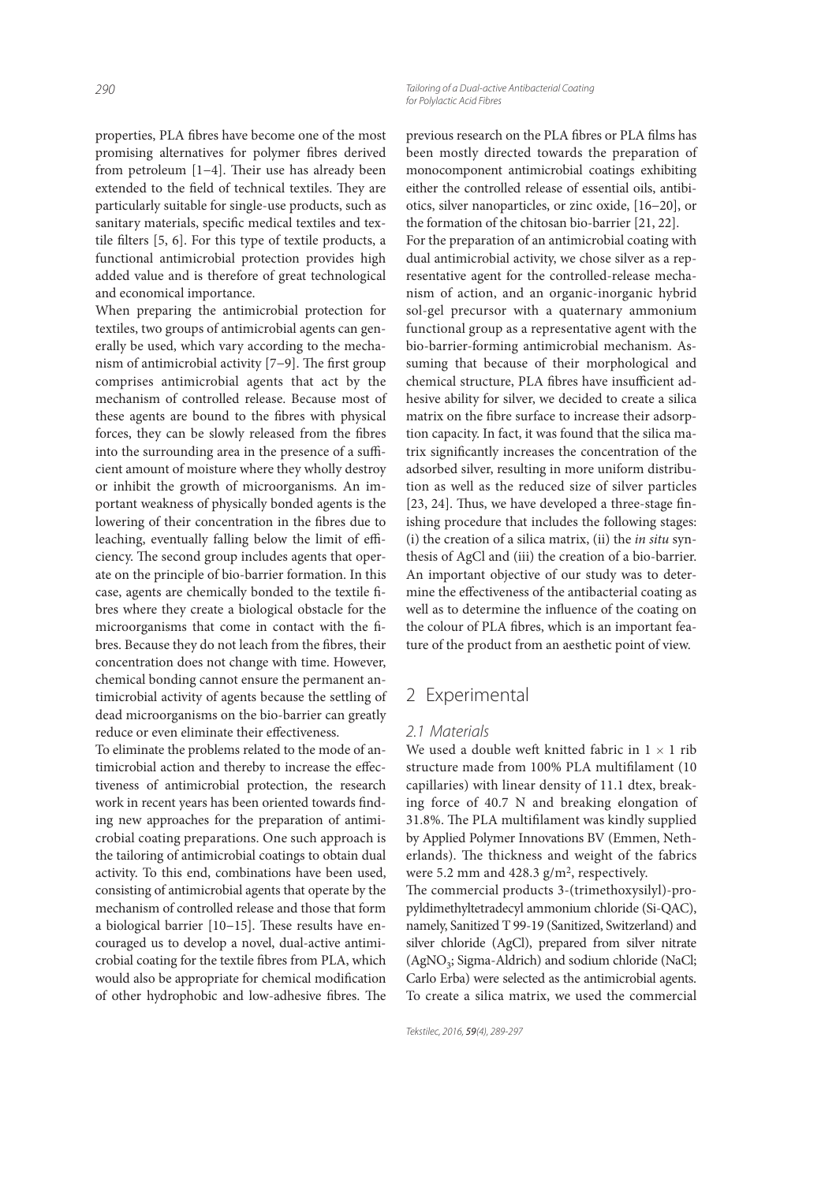properties, PLA fibres have become one of the most promising alternatives for polymer fibres derived from petroleum [1–4]. Their use has already been extended to the field of technical textiles. They are particularly suitable for single-use products, such as sanitary materials, specific medical textiles and textile filters [5, 6]. For this type of textile products, a functional antimicrobial protection provides high added value and is therefore of great technological and economical importance.

When preparing the antimicrobial protection for textiles, two groups of antimicrobial agents can generally be used, which vary according to the mechanism of antimicrobial activity [7–9]. The first group comprises antimicrobial agents that act by the mechanism of controlled release. Because most of these agents are bound to the fibres with physical forces, they can be slowly released from the fibres into the surrounding area in the presence of a sufficient amount of moisture where they wholly destroy or inhibit the growth of microorganisms. An important weakness of physically bonded agents is the lowering of their concentration in the fibres due to leaching, eventually falling below the limit of efficiency. The second group includes agents that operate on the principle of bio-barrier formation. In this case, agents are chemically bonded to the textile fibres where they create a biological obstacle for the microorganisms that come in contact with the fibres. Because they do not leach from the fibres, their concentration does not change with time. However, chemical bonding cannot ensure the permanent antimicrobial activity of agents because the settling of dead microorganisms on the bio-barrier can greatly reduce or even eliminate their effectiveness.

To eliminate the problems related to the mode of antimicrobial action and thereby to increase the effectiveness of antimicrobial protection, the research work in recent years has been oriented towards finding new approaches for the preparation of antimicrobial coating preparations. One such approach is the tailoring of antimicrobial coatings to obtain dual activity. To this end, combinations have been used, consisting of antimicrobial agents that operate by the mechanism of controlled release and those that form a biological barrier [10–15]. These results have encouraged us to develop a novel, dual-active antimicrobial coating for the textile fibres from PLA, which would also be appropriate for chemical modification of other hydrophobic and low-adhesive fibres. The previous research on the PLA fibres or PLA films has been mostly directed towards the preparation of monocomponent antimicrobial coatings exhibiting either the controlled release of essential oils, antibiotics, silver nanoparticles, or zinc oxide, [16–20], or the formation of the chitosan bio-barrier [21, 22].

For the preparation of an antimicrobial coating with dual antimicrobial activity, we chose silver as a representative agent for the controlled-release mechanism of action, and an organic-inorganic hybrid sol-gel precursor with a quaternary ammonium functional group as a representative agent with the bio-barrier-forming antimicrobial mechanism. Assuming that because of their morphological and chemical structure, PLA fibres have insufficient adhesive ability for silver, we decided to create a silica matrix on the fibre surface to increase their adsorption capacity. In fact, it was found that the silica matrix significantly increases the concentration of the adsorbed silver, resulting in more uniform distribution as well as the reduced size of silver particles [23, 24]. Thus, we have developed a three-stage finishing procedure that includes the following stages: (i) the creation of a silica matrix, (ii) the *in situ* synthesis of AgCl and (iii) the creation of a bio-barrier. An important objective of our study was to determine the effectiveness of the antibacterial coating as well as to determine the influence of the coating on the colour of PLA fibres, which is an important feature of the product from an aesthetic point of view.

## 2 Experimental

### 2.1 Materials

We used a double weft knitted fabric in $1 \times 1$ rib structure made from 100% PLA multifilament (10 capillaries) with linear density of 11.1 dtex, breaking force of 40.7 N and breaking elongation of 31.8%. The PLA multifilament was kindly supplied by Applied Polymer Innovations BV (Emmen, Netherlands). The thickness and weight of the fabrics were 5.2 mm and 428.3 g/m$^2$, respectively.

The commercial products 3-(trimethoxysilyl)-propyldimethyltetradecyl ammonium chloride (Si-QAC), namely, Sanitized T 99-19 (Sanitized, Switzerland) and silver chloride (AgCl), prepared from silver nitrate ($AgNO_3$; Sigma-Aldrich) and sodium chloride (NaCl; Carlo Erba) were selected as the antimicrobial agents. To create a silica matrix, we used the commercial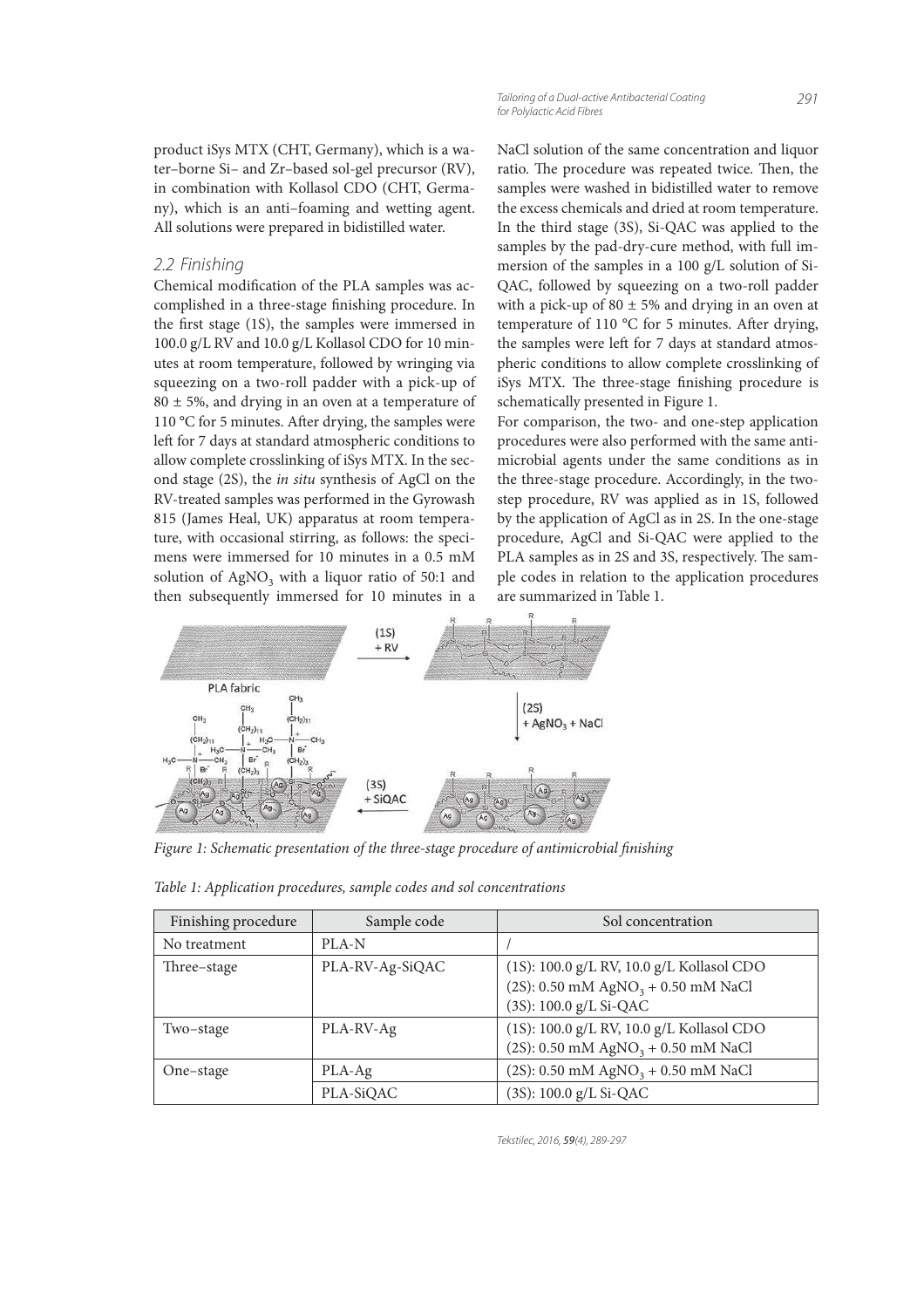product iSys MTX (CHT, Germany), which is a water–borne Si– and Zr–based sol-gel precursor (RV), in combination with Kollasol CDO (CHT, Germany), which is an anti–foaming and wetting agent. All solutions were prepared in bidistilled water.

### 2.2 Finishing

Chemical modification of the PLA samples was accomplished in a three-stage finishing procedure. In the first stage (1S), the samples were immersed in 100.0 g/L RV and 10.0 g/L Kollasol CDO for 10 minutes at room temperature, followed by wringing via squeezing on a two-roll padder with a pick-up of 80 ± 5%, and drying in an oven at a temperature of 110 °C for 5 minutes. After drying, the samples were left for 7 days at standard atmospheric conditions to allow complete crosslinking of iSys MTX. In the second stage (2S), the *in situ* synthesis of AgCl on the RV-treated samples was performed in the Gyrowash 815 (James Heal, UK) apparatus at room temperature, with occasional stirring, as follows: the specimens were immersed for 10 minutes in a 0.5 mM solution of $AgNO_3$ with a liquor ratio of 50:1 and then subsequently immersed for 10 minutes in a NaCl solution of the same concentration and liquor ratio. The procedure was repeated twice. Then, the samples were washed in bidistilled water to remove the excess chemicals and dried at room temperature. In the third stage (3S), Si-QAC was applied to the samples by the pad-dry-cure method, with full immersion of the samples in a 100 g/L solution of Si-QAC, followed by squeezing on a two-roll padder with a pick-up of 80 ± 5% and drying in an oven at temperature of 110 °C for 5 minutes. After drying, the samples were left for 7 days at standard atmospheric conditions to allow complete crosslinking of iSys MTX. The three-stage finishing procedure is schematically presented in Figure 1.

For comparison, the two- and one-step application procedures were also performed with the same antimicrobial agents under the same conditions as in the three-stage procedure. Accordingly, in the two-step procedure, RV was applied as in 1S, followed by the application of AgCl as in 2S. In the one-stage procedure, AgCl and Si-QAC were applied to the PLA samples as in 2S and 3S, respectively. The sample codes in relation to the application procedures are summarized in Table 1.

*Figure 1: Schematic presentation of the three-stage procedure of antimicrobial finishing*

*Table 1: Application procedures, sample codes and sol concentrations*

| Finishing procedure | Sample code | Sol concentration |
|---|---|---|
| No treatment | PLA-N | / |
| Three–stage | PLA-RV-Ag-SiQAC | (1S): 100.0 g/L RV, 10.0 g/L Kollasol CDO<br>(2S): 0.50 mM $AgNO_3$ + 0.50 mM NaCl<br>(3S): 100.0 g/L Si-QAC |
| Two–stage | PLA-RV-Ag | (1S): 100.0 g/L RV, 10.0 g/L Kollasol CDO<br>(2S): 0.50 mM $AgNO_3$ + 0.50 mM NaCl |
| One–stage | PLA-Ag | (2S): 0.50 mM $AgNO_3$ + 0.50 mM NaCl |
| | PLA-SiQAC | (3S): 100.0 g/L Si-QAC |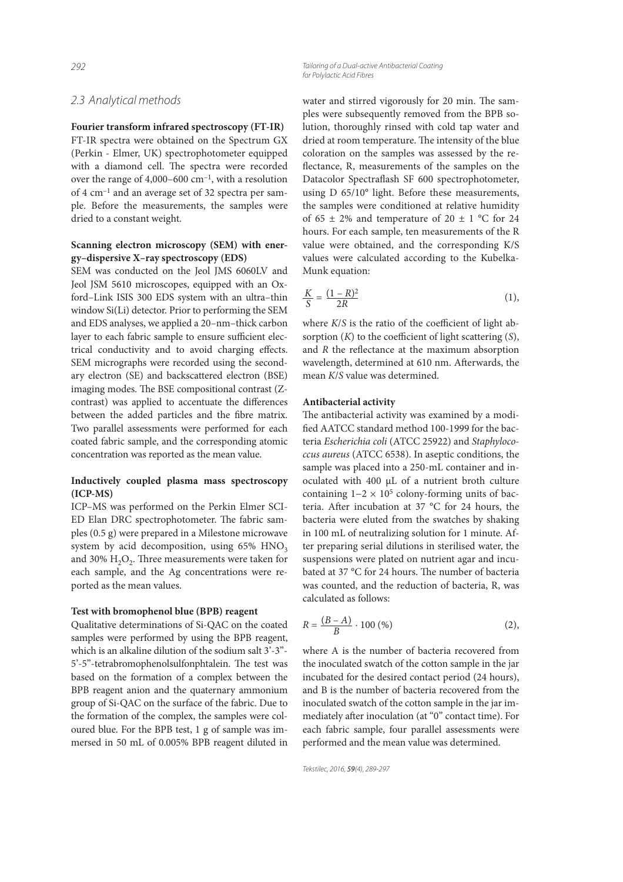## 2.3 Analytical methods

**Fourier transform infrared spectroscopy (FT-IR)**

FT-IR spectra were obtained on the Spectrum GX (Perkin - Elmer, UK) spectrophotometer equipped with a diamond cell. The spectra were recorded over the range of 4,000–600 $cm^{-1}$, with a resolution of 4 $cm^{-1}$ and an average set of 32 spectra per sample. Before the measurements, the samples were dried to a constant weight.

**Scanning electron microscopy (SEM) with energy–dispersive X–ray spectroscopy (EDS)**

SEM was conducted on the Jeol JMS 6060LV and Jeol JSM 5610 microscopes, equipped with an Oxford–Link ISIS 300 EDS system with an ultra–thin window Si(Li) detector. Prior to performing the SEM and EDS analyses, we applied a 20–nm–thick carbon layer to each fabric sample to ensure sufficient electrical conductivity and to avoid charging effects. SEM micrographs were recorded using the secondary electron (SE) and backscattered electron (BSE) imaging modes. The BSE compositional contrast (Z-contrast) was applied to accentuate the differences between the added particles and the fibre matrix. Two parallel assessments were performed for each coated fabric sample, and the corresponding atomic concentration was reported as the mean value.

**Inductively coupled plasma mass spectroscopy (ICP-MS)**

ICP–MS was performed on the Perkin Elmer SCIED Elan DRC spectrophotometer. The fabric samples (0.5 g) were prepared in a Milestone microwave system by acid decomposition, using 65% $HNO_3$ and 30% $H_2O_2$. Three measurements were taken for each sample, and the Ag concentrations were reported as the mean values.

**Test with bromophenol blue (BPB) reagent**

Qualitative determinations of Si-QAC on the coated samples were performed by using the BPB reagent, which is an alkaline dilution of the sodium salt 3'-3"-5'-5"-tetrabromophenolsulfonphtalein. The test was based on the formation of a complex between the BPB reagent anion and the quaternary ammonium group of Si-QAC on the surface of the fabric. Due to the formation of the complex, the samples were coloured blue. For the BPB test, 1 g of sample was immersed in 50 mL of 0.005% BPB reagent diluted in water and stirred vigorously for 20 min. The samples were subsequently removed from the BPB solution, thoroughly rinsed with cold tap water and dried at room temperature. The intensity of the blue coloration on the samples was assessed by the reflectance, R, measurements of the samples on the Datacolor Spectraflash SF 600 spectrophotometer, using D 65/10° light. Before these measurements, the samples were conditioned at relative humidity of 65 ± 2% and temperature of 20 ± 1 °C for 24 hours. For each sample, ten measurements of the R value were obtained, and the corresponding K/S values were calculated according to the Kubelka-Munk equation:

$$\frac{K}{S} = \frac{(1-R)^2}{2R} \qquad (1),$$

where $K/S$ is the ratio of the coefficient of light absorption ($K$) to the coefficient of light scattering ($S$), and $R$ the reflectance at the maximum absorption wavelength, determined at 610 nm. Afterwards, the mean $K/S$ value was determined.

**Antibacterial activity**

The antibacterial activity was examined by a modified AATCC standard method 100-1999 for the bacteria *Escherichia coli* (ATCC 25922) and *Staphylococcus aureus* (ATCC 6538). In aseptic conditions, the sample was placed into a 250-mL container and inoculated with 400 μL of a nutrient broth culture containing $1-2 \times 10^5$ colony-forming units of bacteria. After incubation at 37 °C for 24 hours, the bacteria were eluted from the swatches by shaking in 100 mL of neutralizing solution for 1 minute. After preparing serial dilutions in sterilised water, the suspensions were plated on nutrient agar and incubated at 37 °C for 24 hours. The number of bacteria was counted, and the reduction of bacteria, R, was calculated as follows:

$$R = \frac{(B-A)}{B} \cdot 100\ (\%) \qquad (2),$$

where A is the number of bacteria recovered from the inoculated swatch of the cotton sample in the jar incubated for the desired contact period (24 hours), and B is the number of bacteria recovered from the inoculated swatch of the cotton sample in the jar immediately after inoculation (at "0" contact time). For each fabric sample, four parallel assessments were performed and the mean value was determined.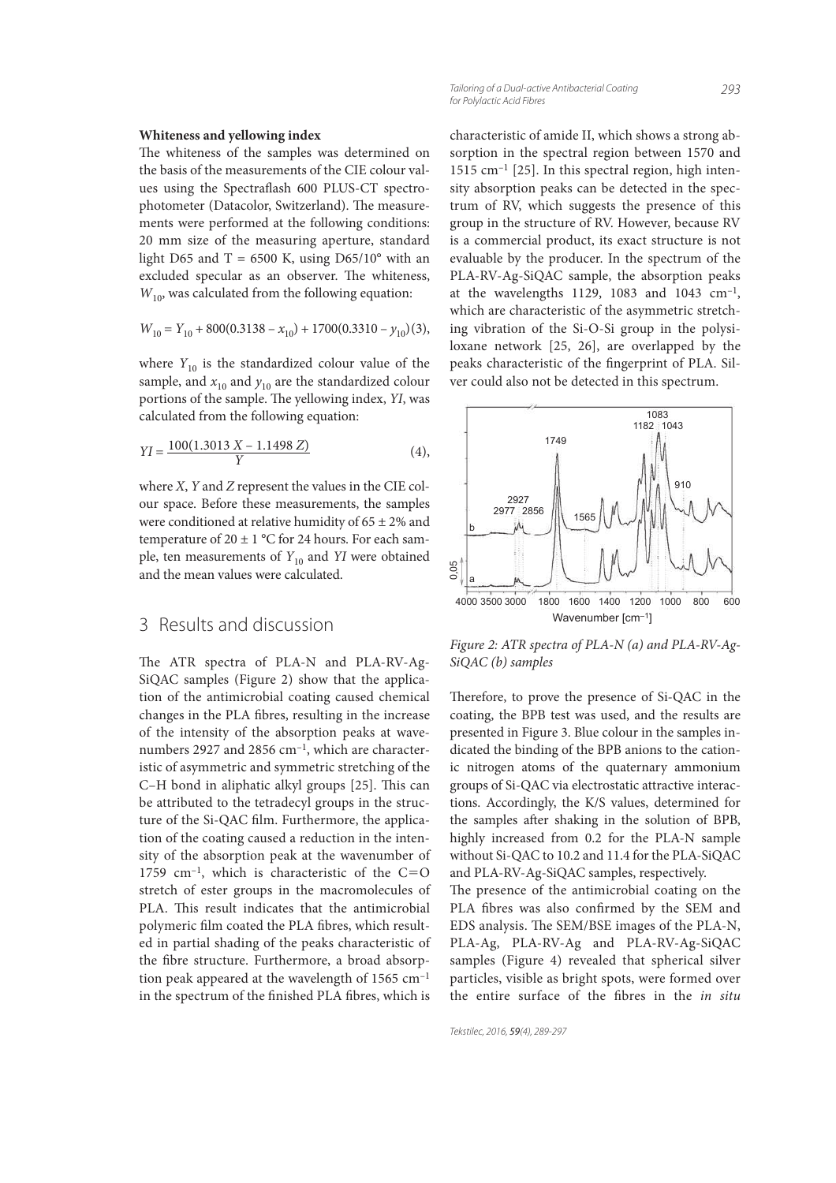**Whiteness and yellowing index**

The whiteness of the samples was determined on the basis of the measurements of the CIE colour values using the Spectraflash 600 PLUS-CT spectrophotometer (Datacolor, Switzerland). The measurements were performed at the following conditions: 20 mm size of the measuring aperture, standard light D65 and T = 6500 K, using D65/10° with an excluded specular as an observer. The whiteness, $W_{10}$, was calculated from the following equation:

$$W_{10} = Y_{10} + 800(0.3138 - x_{10}) + 1700(0.3310 - y_{10}) \quad (3),$$

where $Y_{10}$ is the standardized colour value of the sample, and $x_{10}$ and $y_{10}$ are the standardized colour portions of the sample. The yellowing index, *YI*, was calculated from the following equation:

$$YI = \frac{100(1.3013\,X - 1.1498\,Z)}{Y} \quad (4),$$

where *X*, *Y* and *Z* represent the values in the CIE colour space. Before these measurements, the samples were conditioned at relative humidity of 65 ± 2% and temperature of 20 ± 1 °C for 24 hours. For each sample, ten measurements of $Y_{10}$ and *YI* were obtained and the mean values were calculated.

## 3 Results and discussion

The ATR spectra of PLA-N and PLA-RV-Ag-SiQAC samples (Figure 2) show that the application of the antimicrobial coating caused chemical changes in the PLA fibres, resulting in the increase of the intensity of the absorption peaks at wavenumbers 2927 and 2856 $cm^{-1}$, which are characteristic of asymmetric and symmetric stretching of the C–H bond in aliphatic alkyl groups [25]. This can be attributed to the tetradecyl groups in the structure of the Si-QAC film. Furthermore, the application of the coating caused a reduction in the intensity of the absorption peak at the wavenumber of 1759 $cm^{-1}$, which is characteristic of the C=O stretch of ester groups in the macromolecules of PLA. This result indicates that the antimicrobial polymeric film coated the PLA fibres, which resulted in partial shading of the peaks characteristic of the fibre structure. Furthermore, a broad absorption peak appeared at the wavelength of 1565 $cm^{-1}$ in the spectrum of the finished PLA fibres, which is characteristic of amide II, which shows a strong absorption in the spectral region between 1570 and 1515 $cm^{-1}$ [25]. In this spectral region, high intensity absorption peaks can be detected in the spectrum of RV, which suggests the presence of this group in the structure of RV. However, because RV is a commercial product, its exact structure is not evaluable by the producer. In the spectrum of the PLA-RV-Ag-SiQAC sample, the absorption peaks at the wavelengths 1129, 1083 and 1043 $cm^{-1}$, which are characteristic of the asymmetric stretching vibration of the Si-O-Si group in the polysiloxane network [25, 26], are overlapped by the peaks characteristic of the fingerprint of PLA. Silver could also not be detected in this spectrum.

*Figure 2: ATR spectra of PLA-N (a) and PLA-RV-Ag-SiQAC (b) samples*

Therefore, to prove the presence of Si-QAC in the coating, the BPB test was used, and the results are presented in Figure 3. Blue colour in the samples indicated the binding of the BPB anions to the cationic nitrogen atoms of the quaternary ammonium groups of Si-QAC via electrostatic attractive interactions. Accordingly, the K/S values, determined for the samples after shaking in the solution of BPB, highly increased from 0.2 for the PLA-N sample without Si-QAC to 10.2 and 11.4 for the PLA-SiQAC and PLA-RV-Ag-SiQAC samples, respectively.

The presence of the antimicrobial coating on the PLA fibres was also confirmed by the SEM and EDS analysis. The SEM/BSE images of the PLA-N, PLA-Ag, PLA-RV-Ag and PLA-RV-Ag-SiQAC samples (Figure 4) revealed that spherical silver particles, visible as bright spots, were formed over the entire surface of the fibres in the *in situ*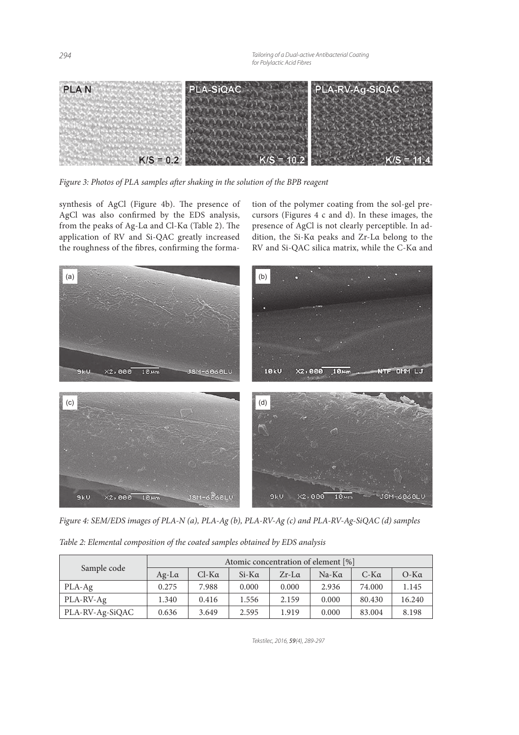Figure 3: Photos of PLA samples after shaking in the solution of the BPB reagent

synthesis of AgCl (Figure 4b). The presence of AgCl was also confirmed by the EDS analysis, from the peaks of Ag-Lα and Cl-Kα (Table 2). The application of RV and Si-QAC greatly increased the roughness of the fibres, confirming the formation of the polymer coating from the sol-gel precursors (Figures 4 c and d). In these images, the presence of AgCl is not clearly perceptible. In addition, the Si-Kα peaks and Zr-Lα belong to the RV and Si-QAC silica matrix, while the C-Kα and

Figure 4: SEM/EDS images of PLA-N (a), PLA-Ag (b), PLA-RV-Ag (c) and PLA-RV-Ag-SiQAC (d) samples

Table 2: Elemental composition of the coated samples obtained by EDS analysis

| Sample code | Atomic concentration of element [%] | | | | | | |
|---|---|---|---|---|---|---|---|
| | Ag-Lα | Cl-Kα | Si-Kα | Zr-Lα | Na-Kα | C-Kα | O-Kα |
| PLA-Ag | 0.275 | 7.988 | 0.000 | 0.000 | 2.936 | 74.000 | 1.145 |
| PLA-RV-Ag | 1.340 | 0.416 | 1.556 | 2.159 | 0.000 | 80.430 | 16.240 |
| PLA-RV-Ag-SiQAC | 0.636 | 3.649 | 2.595 | 1.919 | 0.000 | 83.004 | 8.198 |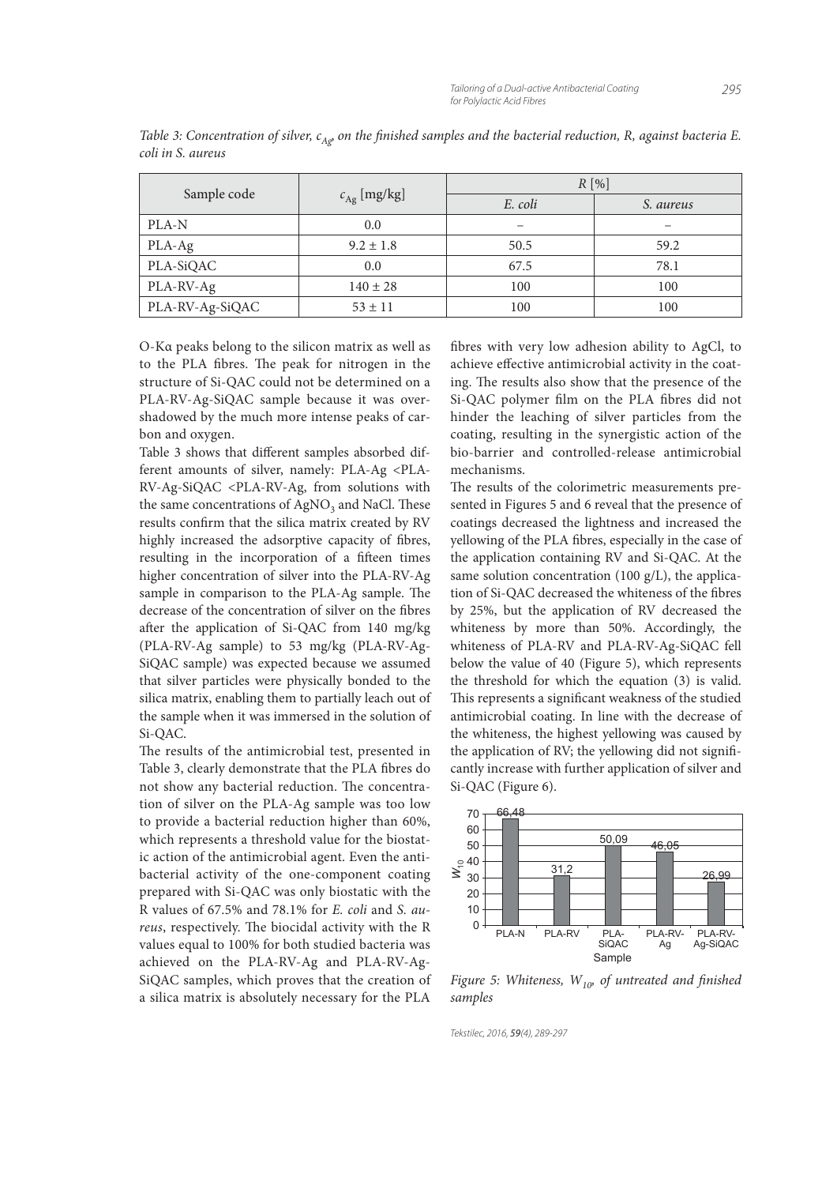*Table 3: Concentration of silver, $c_{Ag}$, on the finished samples and the bacterial reduction, R, against bacteria E. coli in S. aureus*

| Sample code | $c_{Ag}$ [mg/kg] | R [%] | |
|---|---|---|---|
| | | *E. coli* | *S. aureus* |
| PLA-N | 0.0 | – | – |
| PLA-Ag | 9.2 ± 1.8 | 50.5 | 59.2 |
| PLA-SiQAC | 0.0 | 67.5 | 78.1 |
| PLA-RV-Ag | 140 ± 28 | 100 | 100 |
| PLA-RV-Ag-SiQAC | 53 ± 11 | 100 | 100 |

O-Kα peaks belong to the silicon matrix as well as to the PLA fibres. The peak for nitrogen in the structure of Si-QAC could not be determined on a PLA-RV-Ag-SiQAC sample because it was overshadowed by the much more intense peaks of carbon and oxygen.

Table 3 shows that different samples absorbed different amounts of silver, namely: PLA-Ag <PLA-RV-Ag-SiQAC <PLA-RV-Ag, from solutions with the same concentrations of $AgNO_3$ and NaCl. These results confirm that the silica matrix created by RV highly increased the adsorptive capacity of fibres, resulting in the incorporation of a fifteen times higher concentration of silver into the PLA-RV-Ag sample in comparison to the PLA-Ag sample. The decrease of the concentration of silver on the fibres after the application of Si-QAC from 140 mg/kg (PLA-RV-Ag sample) to 53 mg/kg (PLA-RV-Ag-SiQAC sample) was expected because we assumed that silver particles were physically bonded to the silica matrix, enabling them to partially leach out of the sample when it was immersed in the solution of Si-QAC.

The results of the antimicrobial test, presented in Table 3, clearly demonstrate that the PLA fibres do not show any bacterial reduction. The concentration of silver on the PLA-Ag sample was too low to provide a bacterial reduction higher than 60%, which represents a threshold value for the biostatic action of the antimicrobial agent. Even the antibacterial activity of the one-component coating prepared with Si-QAC was only biostatic with the R values of 67.5% and 78.1% for *E. coli* and *S. aureus*, respectively. The biocidal activity with the R values equal to 100% for both studied bacteria was achieved on the PLA-RV-Ag and PLA-RV-Ag-SiQAC samples, which proves that the creation of a silica matrix is absolutely necessary for the PLA fibres with very low adhesion ability to AgCl, to achieve effective antimicrobial activity in the coating. The results also show that the presence of the Si-QAC polymer film on the PLA fibres did not hinder the leaching of silver particles from the coating, resulting in the synergistic action of the bio-barrier and controlled-release antimicrobial mechanisms.

The results of the colorimetric measurements presented in Figures 5 and 6 reveal that the presence of coatings decreased the lightness and increased the yellowing of the PLA fibres, especially in the case of the application containing RV and Si-QAC. At the same solution concentration (100 g/L), the application of Si-QAC decreased the whiteness of the fibres by 25%, but the application of RV decreased the whiteness by more than 50%. Accordingly, the whiteness of PLA-RV and PLA-RV-Ag-SiQAC fell below the value of 40 (Figure 5), which represents the threshold for which the equation (3) is valid. This represents a significant weakness of the studied antimicrobial coating. In line with the decrease of the whiteness, the highest yellowing was caused by the application of RV; the yellowing did not significantly increase with further application of silver and Si-QAC (Figure 6).

*Figure 5: Whiteness, $W_{10}$, of untreated and finished samples*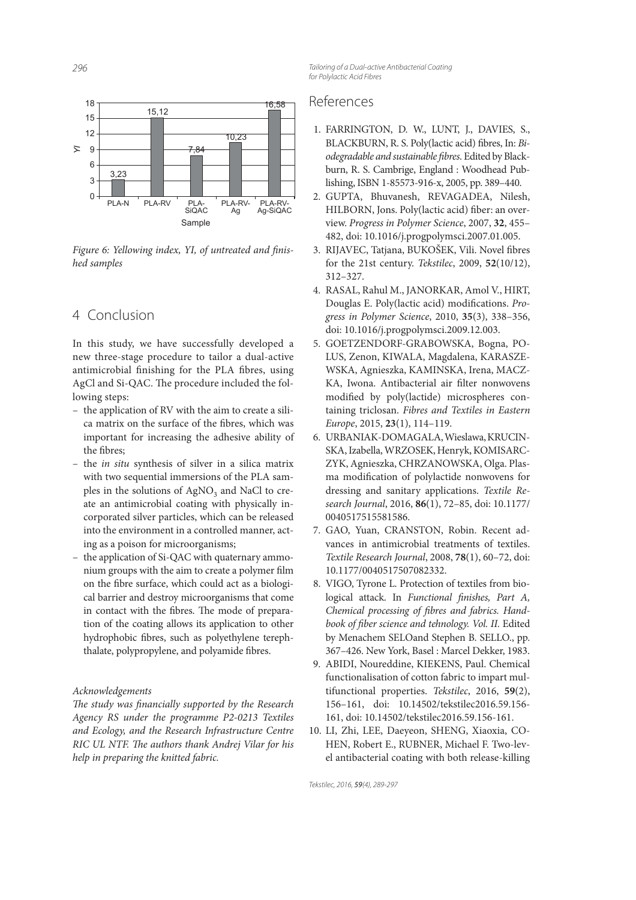Figure 6: Yellowing index, YI, of untreated and finished samples

| Sample | YI |
|---|---|
| PLA-N | 3,23 |
| PLA-RV | 15,12 |
| PLA-SiQAC | 7,84 |
| PLA-RV-Ag | 10,23 |
| PLA-RV-Ag-SiQAC | 16,58 |

## 4 Conclusion

In this study, we have successfully developed a new three-stage procedure to tailor a dual-active antimicrobial finishing for the PLA fibres, using AgCl and Si-QAC. The procedure included the following steps:

- the application of RV with the aim to create a silica matrix on the surface of the fibres, which was important for increasing the adhesive ability of the fibres;
- the *in situ* synthesis of silver in a silica matrix with two sequential immersions of the PLA samples in the solutions of $AgNO_3$ and NaCl to create an antimicrobial coating with physically incorporated silver particles, which can be released into the environment in a controlled manner, acting as a poison for microorganisms;
- the application of Si-QAC with quaternary ammonium groups with the aim to create a polymer film on the fibre surface, which could act as a biological barrier and destroy microorganisms that come in contact with the fibres. The mode of preparation of the coating allows its application to other hydrophobic fibres, such as polyethylene terephthalate, polypropylene, and polyamide fibres.

*Acknowledgements*

*The study was financially supported by the Research Agency RS under the programme P2-0213 Textiles and Ecology, and the Research Infrastructure Centre RIC UL NTF. The authors thank Andrej Vilar for his help in preparing the knitted fabric.*

## References

1. FARRINGTON, D. W., LUNT, J., DAVIES, S., BLACKBURN, R. S. Poly(lactic acid) fibres, In: *Biodegradable and sustainable fibres*. Edited by Blackburn, R. S. Cambrige, England : Woodhead Publishing, ISBN 1-85573-916-x, 2005, pp. 389–440.
2. GUPTA, Bhuvanesh, REVAGADEA, Nilesh, HILBORN, Jons. Poly(lactic acid) fiber: an overview. *Progress in Polymer Science*, 2007, **32**, 455–482, doi: 10.1016/j.progpolymsci.2007.01.005.
3. RIJAVEC, Tatjana, BUKOŠEK, Vili. Novel fibres for the 21st century. *Tekstilec*, 2009, **52**(10/12), 312–327.
4. RASAL, Rahul M., JANORKAR, Amol V., HIRT, Douglas E. Poly(lactic acid) modifications. *Progress in Polymer Science*, 2010, **35**(3), 338–356, doi: 10.1016/j.progpolymsci.2009.12.003.
5. GOETZENDORF-GRABOWSKA, Bogna, POLUS, Zenon, KIWALA, Magdalena, KARASZEWSKA, Agnieszka, KAMINSKA, Irena, MACZKA, Iwona. Antibacterial air filter nonwovens modified by poly(lactide) microspheres containing triclosan. *Fibres and Textiles in Eastern Europe*, 2015, **23**(1), 114–119.
6. URBANIAK-DOMAGALA, Wieslawa, KRUCINSKA, Izabella, WRZOSEK, Henryk, KOMISARCZYK, Agnieszka, CHRZANOWSKA, Olga. Plasma modification of polylactide nonwovens for dressing and sanitary applications. *Textile Research Journal*, 2016, **86**(1), 72–85, doi: 10.1177/0040517515581586.
7. GAO, Yuan, CRANSTON, Robin. Recent advances in antimicrobial treatments of textiles. *Textile Research Journal*, 2008, **78**(1), 60–72, doi: 10.1177/0040517507082332.
8. VIGO, Tyrone L. Protection of textiles from biological attack. In *Functional finishes, Part A, Chemical processing of fibres and fabrics. Handbook of fiber science and tehnology. Vol. II*. Edited by Menachem SELOand Stephen B. SELLO., pp. 367–426. New York, Basel : Marcel Dekker, 1983.
9. ABIDI, Noureddine, KIEKENS, Paul. Chemical functionalisation of cotton fabric to impart multifunctional properties. *Tekstilec*, 2016, **59**(2), 156–161, doi: 10.14502/tekstilec2016.59.156-161, doi: 10.14502/tekstilec2016.59.156-161.
10. LI, Zhi, LEE, Daeyeon, SHENG, Xiaoxia, COHEN, Robert E., RUBNER, Michael F. Two-level antibacterial coating with both release-killing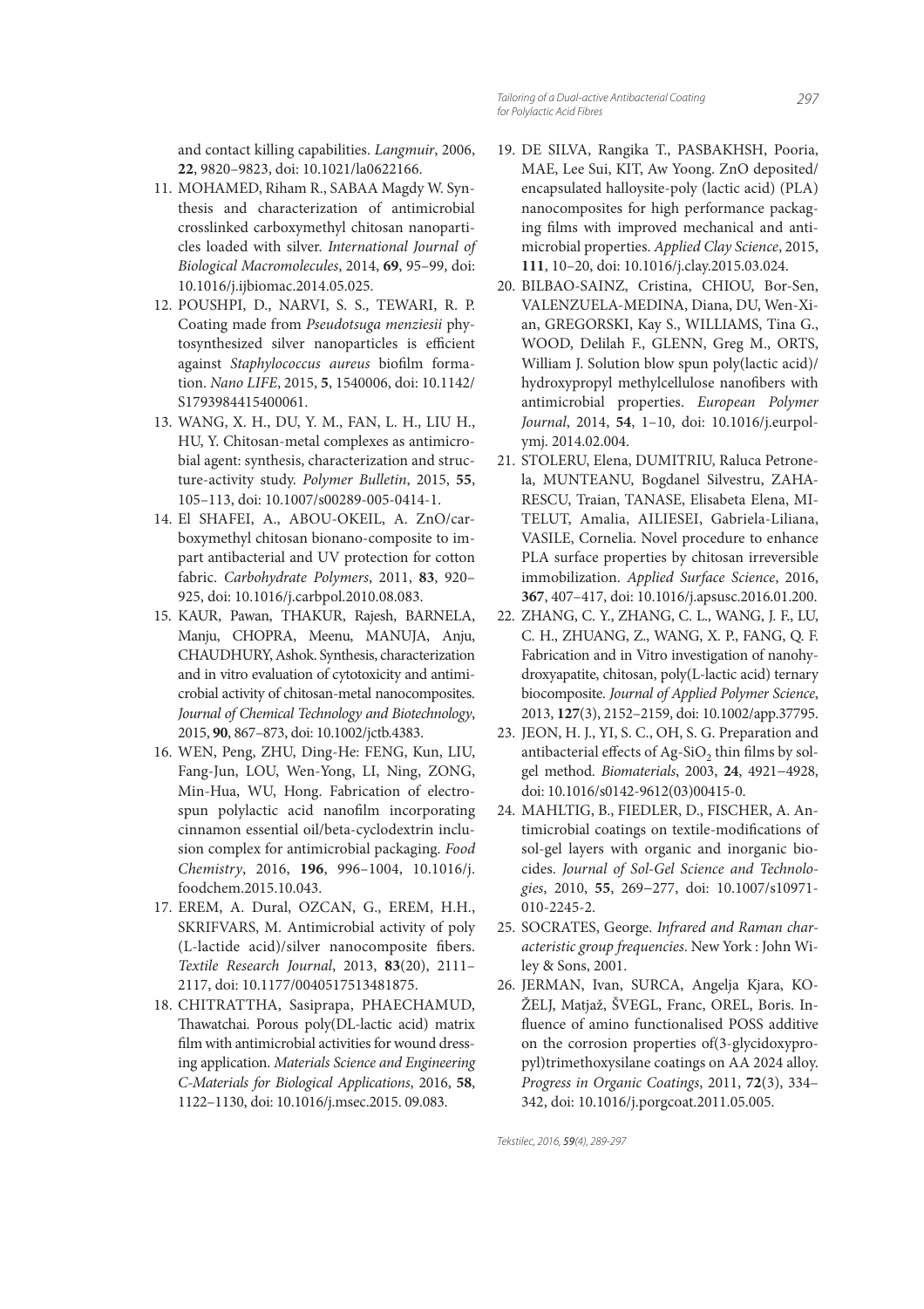and contact killing capabilities. *Langmuir*, 2006, **22**, 9820–9823, doi: 10.1021/la0622166.

11. MOHAMED, Riham R., SABAA Magdy W. Synthesis and characterization of antimicrobial crosslinked carboxymethyl chitosan nanoparticles loaded with silver. *International Journal of Biological Macromolecules*, 2014, **69**, 95–99, doi: 10.1016/j.ijbiomac.2014.05.025.
12. POUSHPI, D., NARVI, S. S., TEWARI, R. P. Coating made from *Pseudotsuga menziesii* phytosynthesized silver nanoparticles is efficient against *Staphylococcus aureus* biofilm formation. *Nano LIFE*, 2015, **5**, 1540006, doi: 10.1142/S1793984415400061.
13. WANG, X. H., DU, Y. M., FAN, L. H., LIU H., HU, Y. Chitosan-metal complexes as antimicrobial agent: synthesis, characterization and structure-activity study. *Polymer Bulletin*, 2015, **55**, 105–113, doi: 10.1007/s00289-005-0414-1.
14. El SHAFEI, A., ABOU-OKEIL, A. ZnO/carboxymethyl chitosan bionano-composite to impart antibacterial and UV protection for cotton fabric. *Carbohydrate Polymers*, 2011, **83**, 920–925, doi: 10.1016/j.carbpol.2010.08.083.
15. KAUR, Pawan, THAKUR, Rajesh, BARNELA, Manju, CHOPRA, Meenu, MANUJA, Anju, CHAUDHURY, Ashok. Synthesis, characterization and in vitro evaluation of cytotoxicity and antimicrobial activity of chitosan-metal nanocomposites. *Journal of Chemical Technology and Biotechnology*, 2015, **90**, 867–873, doi: 10.1002/jctb.4383.
16. WEN, Peng, ZHU, Ding-He: FENG, Kun, LIU, Fang-Jun, LOU, Wen-Yong, LI, Ning, ZONG, Min-Hua, WU, Hong. Fabrication of electrospun polylactic acid nanofilm incorporating cinnamon essential oil/beta-cyclodextrin inclusion complex for antimicrobial packaging. *Food Chemistry*, 2016, **196**, 996–1004, 10.1016/j.foodchem.2015.10.043.
17. EREM, A. Dural, OZCAN, G., EREM, H.H., SKRIFVARS, M. Antimicrobial activity of poly (L-lactide acid)/silver nanocomposite fibers. *Textile Research Journal*, 2013, **83**(20), 2111–2117, doi: 10.1177/0040517513481875.
18. CHITRATTHA, Sasiprapa, PHAECHAMUD, Thawatchai. Porous poly(DL-lactic acid) matrix film with antimicrobial activities for wound dressing application. *Materials Science and Engineering C-Materials for Biological Applications*, 2016, **58**, 1122–1130, doi: 10.1016/j.msec.2015. 09.083.
19. DE SILVA, Rangika T., PASBAKHSH, Pooria, MAE, Lee Sui, KIT, Aw Yoong. ZnO deposited/encapsulated halloysite-poly (lactic acid) (PLA) nanocomposites for high performance packaging films with improved mechanical and antimicrobial properties. *Applied Clay Science*, 2015, **111**, 10–20, doi: 10.1016/j.clay.2015.03.024.
20. BILBAO-SAINZ, Cristina, CHIOU, Bor-Sen, VALENZUELA-MEDINA, Diana, DU, Wen-Xian, GREGORSKI, Kay S., WILLIAMS, Tina G., WOOD, Delilah F., GLENN, Greg M., ORTS, William J. Solution blow spun poly(lactic acid)/hydroxypropyl methylcellulose nanofibers with antimicrobial properties. *European Polymer Journal*, 2014, **54**, 1–10, doi: 10.1016/j.eurpolymj. 2014.02.004.
21. STOLERU, Elena, DUMITRIU, Raluca Petronela, MUNTEANU, Bogdanel Silvestru, ZAHARESCU, Traian, TANASE, Elisabeta Elena, MITELUT, Amalia, AILIESEI, Gabriela-Liliana, VASILE, Cornelia. Novel procedure to enhance PLA surface properties by chitosan irreversible immobilization. *Applied Surface Science*, 2016, **367**, 407–417, doi: 10.1016/j.apsusc.2016.01.200.
22. ZHANG, C. Y., ZHANG, C. L., WANG, J. F., LU, C. H., ZHUANG, Z., WANG, X. P., FANG, Q. F. Fabrication and in Vitro investigation of nanohydroxyapatite, chitosan, poly(L-lactic acid) ternary biocomposite. *Journal of Applied Polymer Science*, 2013, **127**(3), 2152–2159, doi: 10.1002/app.37795.
23. JEON, H. J., YI, S. C., OH, S. G. Preparation and antibacterial effects of Ag-$SiO_2$ thin films by sol-gel method. *Biomaterials*, 2003, **24**, 4921–4928, doi: 10.1016/s0142-9612(03)00415-0.
24. MAHLTIG, B., FIEDLER, D., FISCHER, A. Antimicrobial coatings on textile-modifications of sol-gel layers with organic and inorganic biocides. *Journal of Sol-Gel Science and Technologies*, 2010, **55**, 269–277, doi: 10.1007/s10971-010-2245-2.
25. SOCRATES, George. *Infrared and Raman characteristic group frequencies*. New York : John Wiley & Sons, 2001.
26. JERMAN, Ivan, SURCA, Angelja Kjara, KOŽELJ, Matjaž, ŠVEGL, Franc, OREL, Boris. Influence of amino functionalised POSS additive on the corrosion properties of(3-glycidoxypropyl)trimethoxysilane coatings on AA 2024 alloy. *Progress in Organic Coatings*, 2011, **72**(3), 334–342, doi: 10.1016/j.porgcoat.2011.05.005.